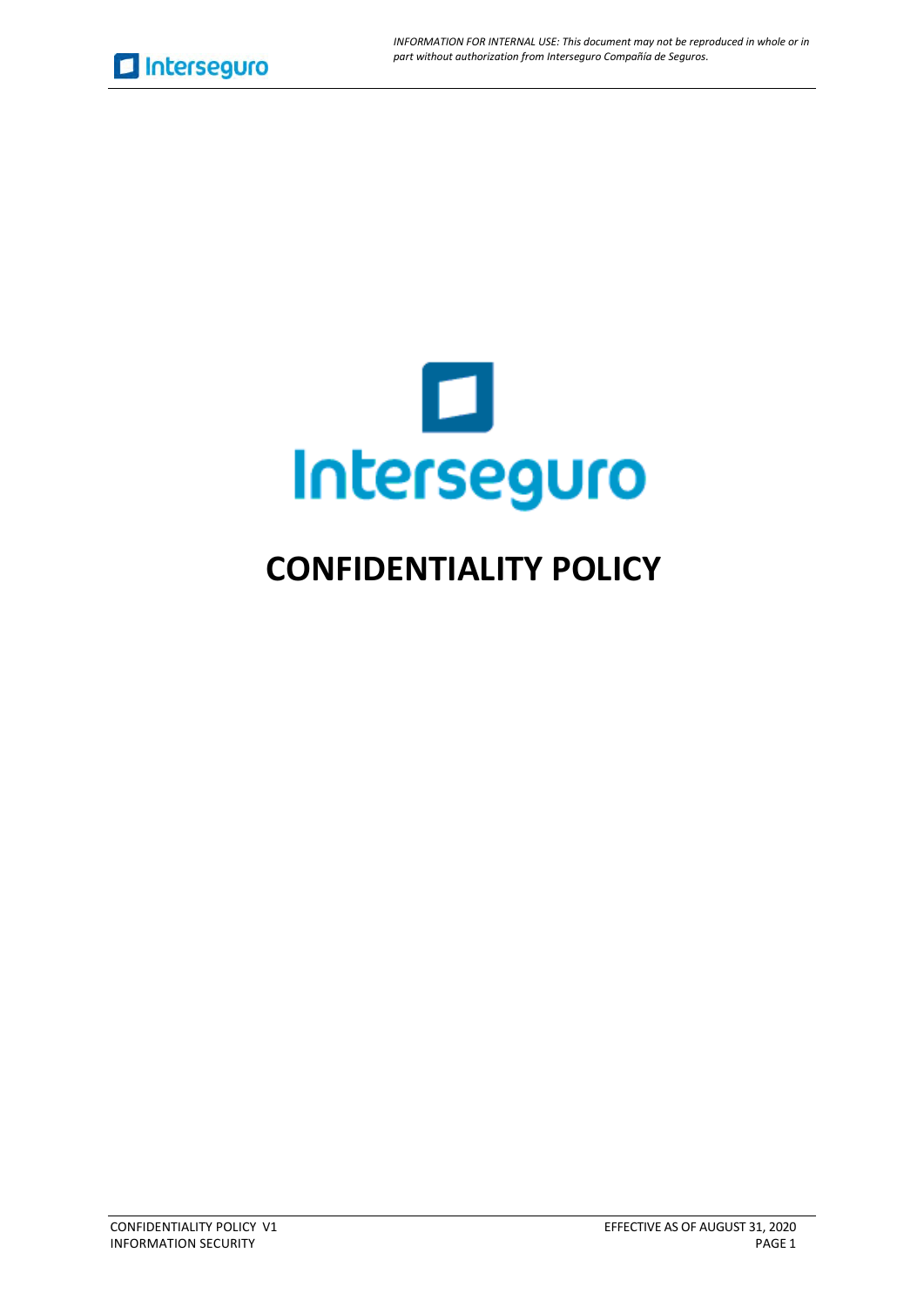Interseguro

# CONFIDENTIALITY POLICY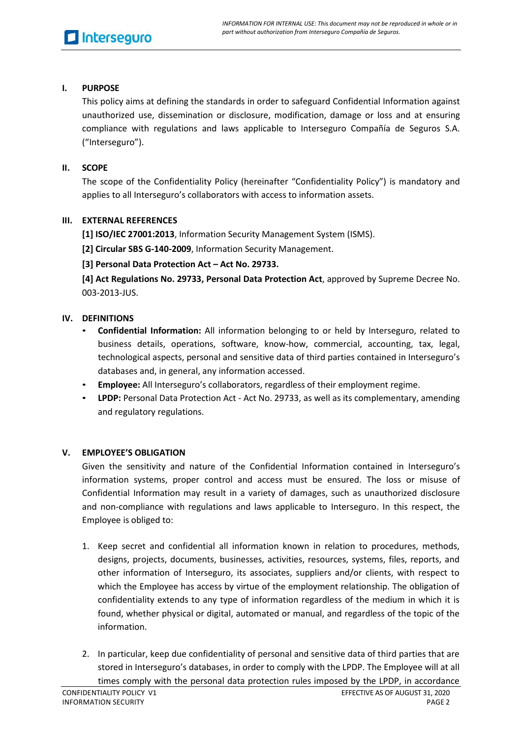## I. PURPOSE

This policy aims at defining the standards in order to safeguard Confidential Information against unauthorized use, dissemination or disclosure, modification, damage or loss and at ensuring compliance with regulations and laws applicable to Interseguro Compañía de Seguros S.A. ("Interseguro").

## II. SCOPE

The scope of the Confidentiality Policy (hereinafter "Confidentiality Policy") is mandatory and applies to all Interseguro's collaborators with access to information assets.

## III. EXTERNAL REFERENCES

**[1] ISO/IEC 27001:2013**, Information Security Management System (ISMS).

**[2] Circular SBS G-140-2009**, Information Security Management.

**[3] Personal Data Protection Act – Act No. 29733.**

**[4] Act Regulations No. 29733, Personal Data Protection Act**, approved by Supreme Decree No. 003-2013-JUS.

## IV. DEFINITIONS

- **Confidential Information:** All information belonging to or held by Interseguro, related to business details, operations, software, know-how, commercial, accounting, tax, legal, technological aspects, personal and sensitive data of third parties contained in Interseguro's databases and, in general, any information accessed.
- **Employee:** All Interseguro's collaborators, regardless of their employment regime.
- **LPDP:** Personal Data Protection Act - Act No. 29733, as well as its complementary, amending and regulatory regulations.

## V. EMPLOYEE'S OBLIGATION

Given the sensitivity and nature of the Confidential Information contained in Interseguro's information systems, proper control and access must be ensured. The loss or misuse of Confidential Information may result in a variety of damages, such as unauthorized disclosure and non-compliance with regulations and laws applicable to Interseguro. In this respect, the Employee is obliged to:

1. Keep secret and confidential all information known in relation to procedures, methods, designs, projects, documents, businesses, activities, resources, systems, files, reports, and other information of Interseguro, its associates, suppliers and/or clients, with respect to which the Employee has access by virtue of the employment relationship. The obligation of confidentiality extends to any type of information regardless of the medium in which it is found, whether physical or digital, automated or manual, and regardless of the topic of the information.

2. In particular, keep due confidentiality of personal and sensitive data of third parties that are stored in Interseguro's databases, in order to comply with the LPDP. The Employee will at all times comply with the personal data protection rules imposed by the LPDP, in accordance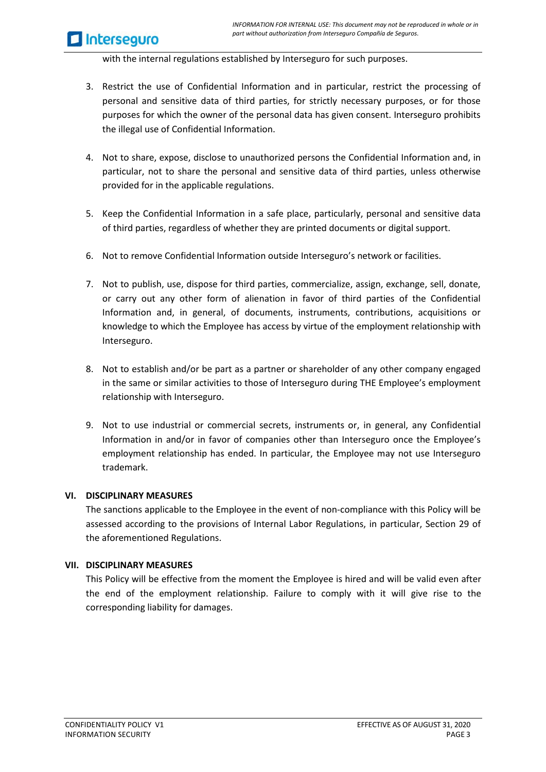with the internal regulations established by Interseguro for such purposes.

3. Restrict the use of Confidential Information and in particular, restrict the processing of personal and sensitive data of third parties, for strictly necessary purposes, or for those purposes for which the owner of the personal data has given consent. Interseguro prohibits the illegal use of Confidential Information.

4. Not to share, expose, disclose to unauthorized persons the Confidential Information and, in particular, not to share the personal and sensitive data of third parties, unless otherwise provided for in the applicable regulations.

5. Keep the Confidential Information in a safe place, particularly, personal and sensitive data of third parties, regardless of whether they are printed documents or digital support.

6. Not to remove Confidential Information outside Interseguro's network or facilities.

7. Not to publish, use, dispose for third parties, commercialize, assign, exchange, sell, donate, or carry out any other form of alienation in favor of third parties of the Confidential Information and, in general, of documents, instruments, contributions, acquisitions or knowledge to which the Employee has access by virtue of the employment relationship with Interseguro.

8. Not to establish and/or be part as a partner or shareholder of any other company engaged in the same or similar activities to those of Interseguro during THE Employee's employment relationship with Interseguro.

9. Not to use industrial or commercial secrets, instruments or, in general, any Confidential Information in and/or in favor of companies other than Interseguro once the Employee's employment relationship has ended. In particular, the Employee may not use Interseguro trademark.

## VI. DISCIPLINARY MEASURES

The sanctions applicable to the Employee in the event of non-compliance with this Policy will be assessed according to the provisions of Internal Labor Regulations, in particular, Section 29 of the aforementioned Regulations.

## VII. DISCIPLINARY MEASURES

This Policy will be effective from the moment the Employee is hired and will be valid even after the end of the employment relationship. Failure to comply with it will give rise to the corresponding liability for damages.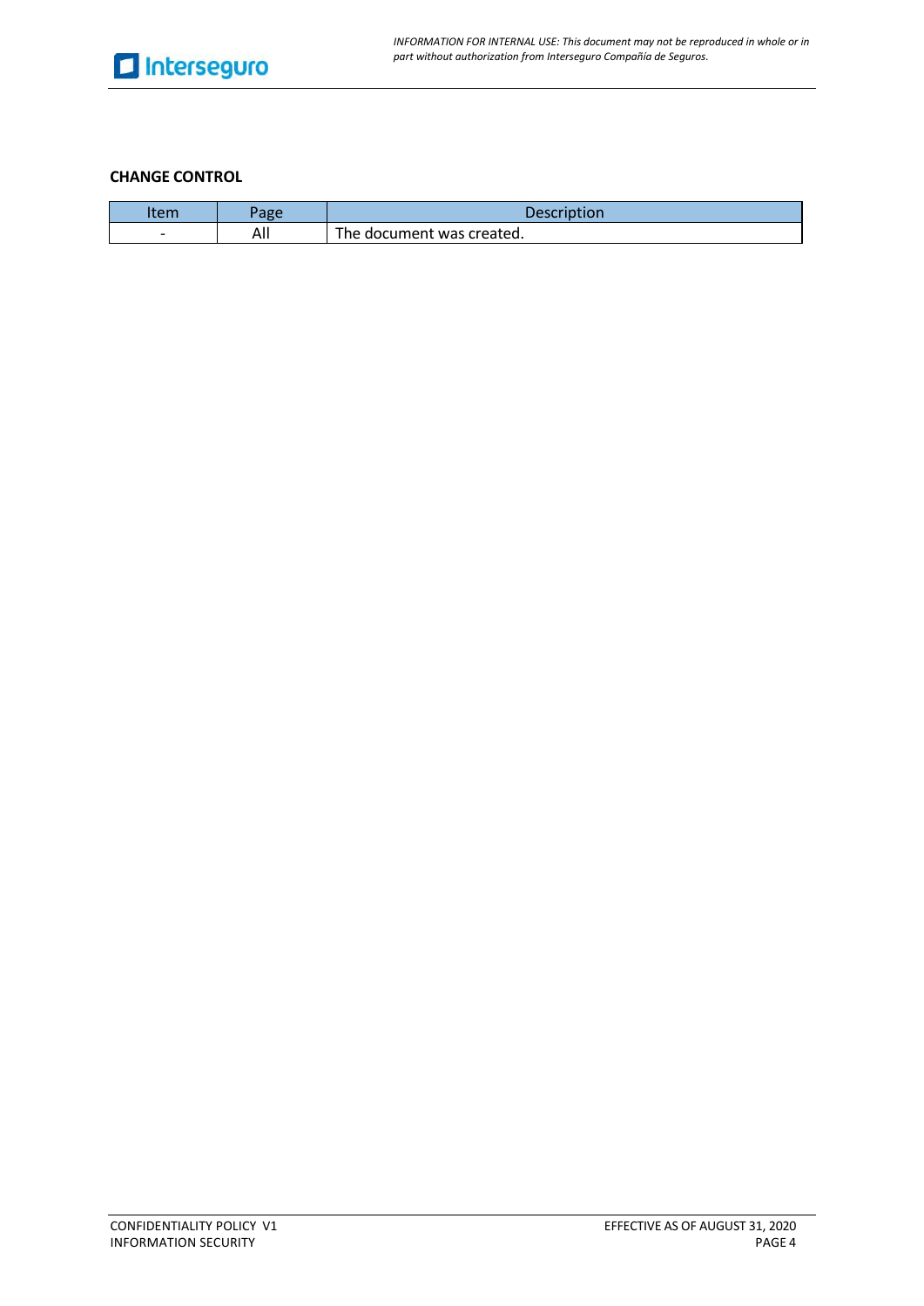**CHANGE CONTROL**

| Item | Page | Description |
| --- | --- | --- |
| - | All | The document was created. |